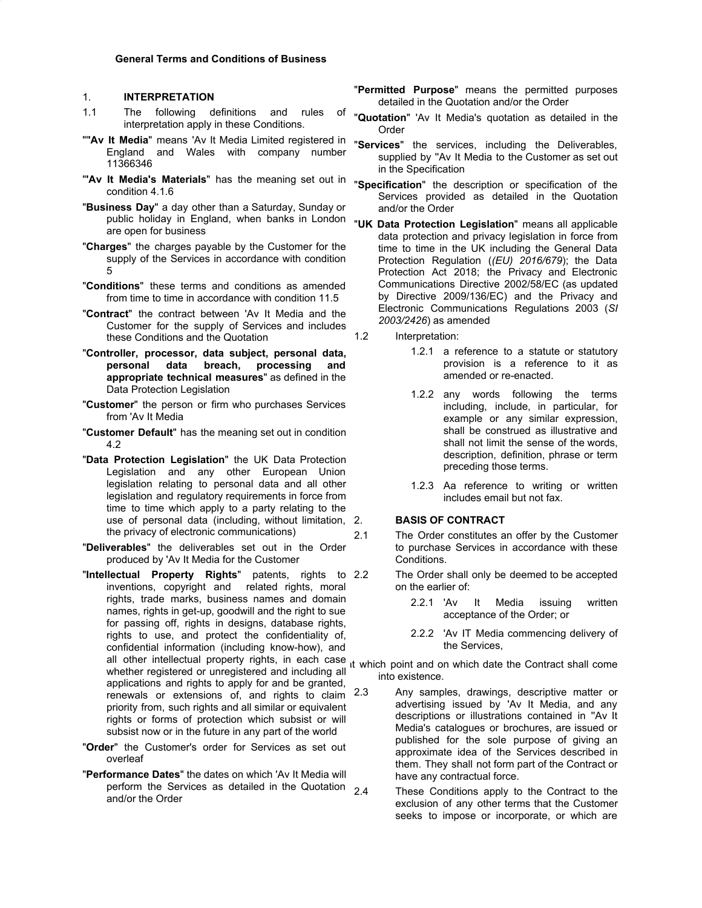**General Terms and Conditions of Business**

1. **INTERPRETATION**

1.1 The following definitions and rules of interpretation apply in these Conditions.

""**Av It Media**" means 'Av It Media Limited registered in England and Wales with company number 11366346

"'**Av It Media's Materials**" has the meaning set out in condition 4.1.6

"**Business Day**" a day other than a Saturday, Sunday or public holiday in England, when banks in London are open for business

"**Charges**" the charges payable by the Customer for the supply of the Services in accordance with condition 5

"**Conditions**" these terms and conditions as amended from time to time in accordance with condition 11.5

"**Contract**" the contract between 'Av It Media and the Customer for the supply of Services and includes these Conditions and the Quotation

"**Controller, processor, data subject, personal data, personal data breach, processing and appropriate technical measures**" as defined in the Data Protection Legislation

"**Customer**" the person or firm who purchases Services from 'Av It Media

"**Customer Default**" has the meaning set out in condition 4.2

"**Data Protection Legislation**" the UK Data Protection Legislation and any other European Union legislation relating to personal data and all other legislation and regulatory requirements in force from time to time which apply to a party relating to the use of personal data (including, without limitation, the privacy of electronic communications)

"**Deliverables**" the deliverables set out in the Order produced by 'Av It Media for the Customer

"**Intellectual Property Rights**" patents, rights to inventions, copyright and related rights, moral rights, trade marks, business names and domain names, rights in get-up, goodwill and the right to sue for passing off, rights in designs, database rights, rights to use, and protect the confidentiality of, confidential information (including know-how), and all other intellectual property rights, in each case whether registered or unregistered and including all applications and rights to apply for and be granted, renewals or extensions of, and rights to claim priority from, such rights and all similar or equivalent rights or forms of protection which subsist or will subsist now or in the future in any part of the world

"**Order**" the Customer's order for Services as set out overleaf

"**Performance Dates**" the dates on which 'Av It Media will perform the Services as detailed in the Quotation and/or the Order

"**Permitted Purpose**" means the permitted purposes detailed in the Quotation and/or the Order

"**Quotation**" 'Av It Media's quotation as detailed in the Order

"**Services**" the services, including the Deliverables, supplied by "Av It Media to the Customer as set out in the Specification

"**Specification**" the description or specification of the Services provided as detailed in the Quotation and/or the Order

"**UK Data Protection Legislation**" means all applicable data protection and privacy legislation in force from time to time in the UK including the General Data Protection Regulation (*(EU) 2016/679*); the Data Protection Act 2018; the Privacy and Electronic Communications Directive 2002/58/EC (as updated by Directive 2009/136/EC) and the Privacy and Electronic Communications Regulations 2003 (*SI 2003/2426*) as amended

1.2 Interpretation:

1.2.1 a reference to a statute or statutory provision is a reference to it as amended or re-enacted.

1.2.2 any words following the terms including, include, in particular, for example or any similar expression, shall be construed as illustrative and shall not limit the sense of the words, description, definition, phrase or term preceding those terms.

1.2.3 Aa reference to writing or written includes email but not fax.

2. **BASIS OF CONTRACT**

2.1 The Order constitutes an offer by the Customer to purchase Services in accordance with these Conditions.

2.2 The Order shall only be deemed to be accepted on the earlier of:

2.2.1 'Av It Media issuing written acceptance of the Order; or

2.2.2 'Av IT Media commencing delivery of the Services,

at which point and on which date the Contract shall come into existence.

2.3 Any samples, drawings, descriptive matter or advertising issued by 'Av It Media, and any descriptions or illustrations contained in "Av It Media's catalogues or brochures, are issued or published for the sole purpose of giving an approximate idea of the Services described in them. They shall not form part of the Contract or have any contractual force.

2.4 These Conditions apply to the Contract to the exclusion of any other terms that the Customer seeks to impose or incorporate, or which are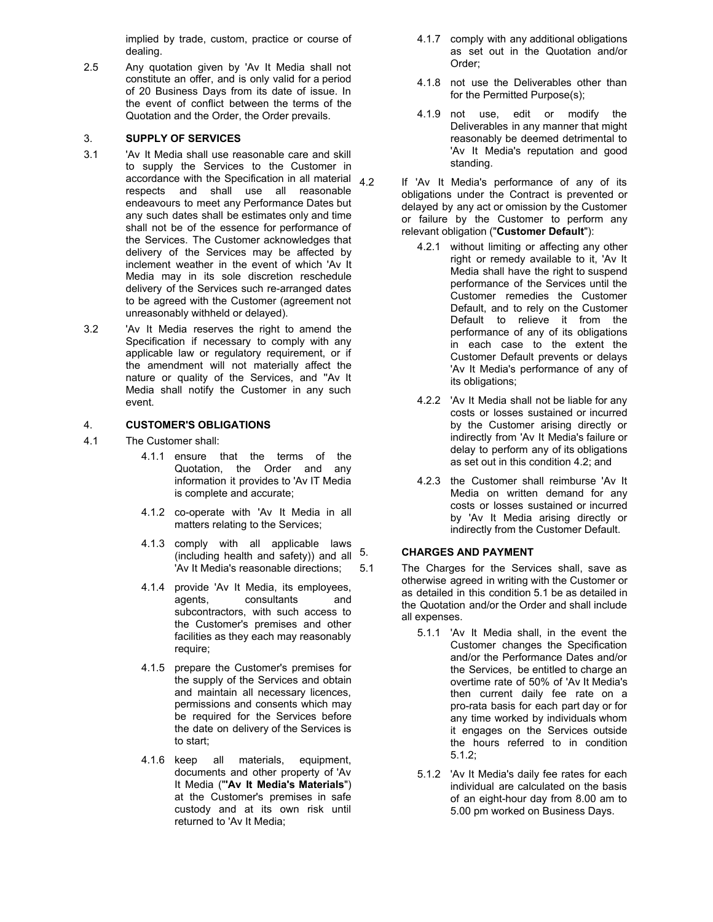implied by trade, custom, practice or course of dealing.

2.5 Any quotation given by 'Av It Media shall not constitute an offer, and is only valid for a period of 20 Business Days from its date of issue. In the event of conflict between the terms of the Quotation and the Order, the Order prevails.

## 3. SUPPLY OF SERVICES

3.1 'Av It Media shall use reasonable care and skill to supply the Services to the Customer in accordance with the Specification in all material respects and shall use all reasonable endeavours to meet any Performance Dates but any such dates shall be estimates only and time shall not be of the essence for performance of the Services. The Customer acknowledges that delivery of the Services may be affected by inclement weather in the event of which 'Av It Media may in its sole discretion reschedule delivery of the Services such re-arranged dates to be agreed with the Customer (agreement not unreasonably withheld or delayed).

3.2 'Av It Media reserves the right to amend the Specification if necessary to comply with any applicable law or regulatory requirement, or if the amendment will not materially affect the nature or quality of the Services, and ''Av It Media shall notify the Customer in any such event.

## 4. CUSTOMER'S OBLIGATIONS

4.1 The Customer shall:

4.1.1 ensure that the terms of the Quotation, the Order and any information it provides to 'Av IT Media is complete and accurate;

4.1.2 co-operate with 'Av It Media in all matters relating to the Services;

4.1.3 comply with all applicable laws (including health and safety)) and all 'Av It Media's reasonable directions;

4.1.4 provide 'Av It Media, its employees, agents, consultants and subcontractors, with such access to the Customer's premises and other facilities as they each may reasonably require;

4.1.5 prepare the Customer's premises for the supply of the Services and obtain and maintain all necessary licences, permissions and consents which may be required for the Services before the date on delivery of the Services is to start;

4.1.6 keep all materials, equipment, documents and other property of 'Av It Media ("**'Av It Media's Materials**") at the Customer's premises in safe custody and at its own risk until returned to 'Av It Media;

4.1.7 comply with any additional obligations as set out in the Quotation and/or Order;

4.1.8 not use the Deliverables other than for the Permitted Purpose(s);

4.1.9 not use, edit or modify the Deliverables in any manner that might reasonably be deemed detrimental to 'Av It Media's reputation and good standing.

4.2 If 'Av It Media's performance of any of its obligations under the Contract is prevented or delayed by any act or omission by the Customer or failure by the Customer to perform any relevant obligation ("**Customer Default**"):

4.2.1 without limiting or affecting any other right or remedy available to it, 'Av It Media shall have the right to suspend performance of the Services until the Customer remedies the Customer Default, and to rely on the Customer Default to relieve it from the performance of any of its obligations in each case to the extent the Customer Default prevents or delays 'Av It Media's performance of any of its obligations;

4.2.2 'Av It Media shall not be liable for any costs or losses sustained or incurred by the Customer arising directly or indirectly from 'Av It Media's failure or delay to perform any of its obligations as set out in this condition 4.2; and

4.2.3 the Customer shall reimburse 'Av It Media on written demand for any costs or losses sustained or incurred by 'Av It Media arising directly or indirectly from the Customer Default.

## 5. CHARGES AND PAYMENT

5.1 The Charges for the Services shall, save as otherwise agreed in writing with the Customer or as detailed in this condition 5.1 be as detailed in the Quotation and/or the Order and shall include all expenses.

5.1.1 'Av It Media shall, in the event the Customer changes the Specification and/or the Performance Dates and/or the Services, be entitled to charge an overtime rate of 50% of 'Av It Media's then current daily fee rate on a pro-rata basis for each part day or for any time worked by individuals whom it engages on the Services outside the hours referred to in condition 5.1.2;

5.1.2 'Av It Media's daily fee rates for each individual are calculated on the basis of an eight-hour day from 8.00 am to 5.00 pm worked on Business Days.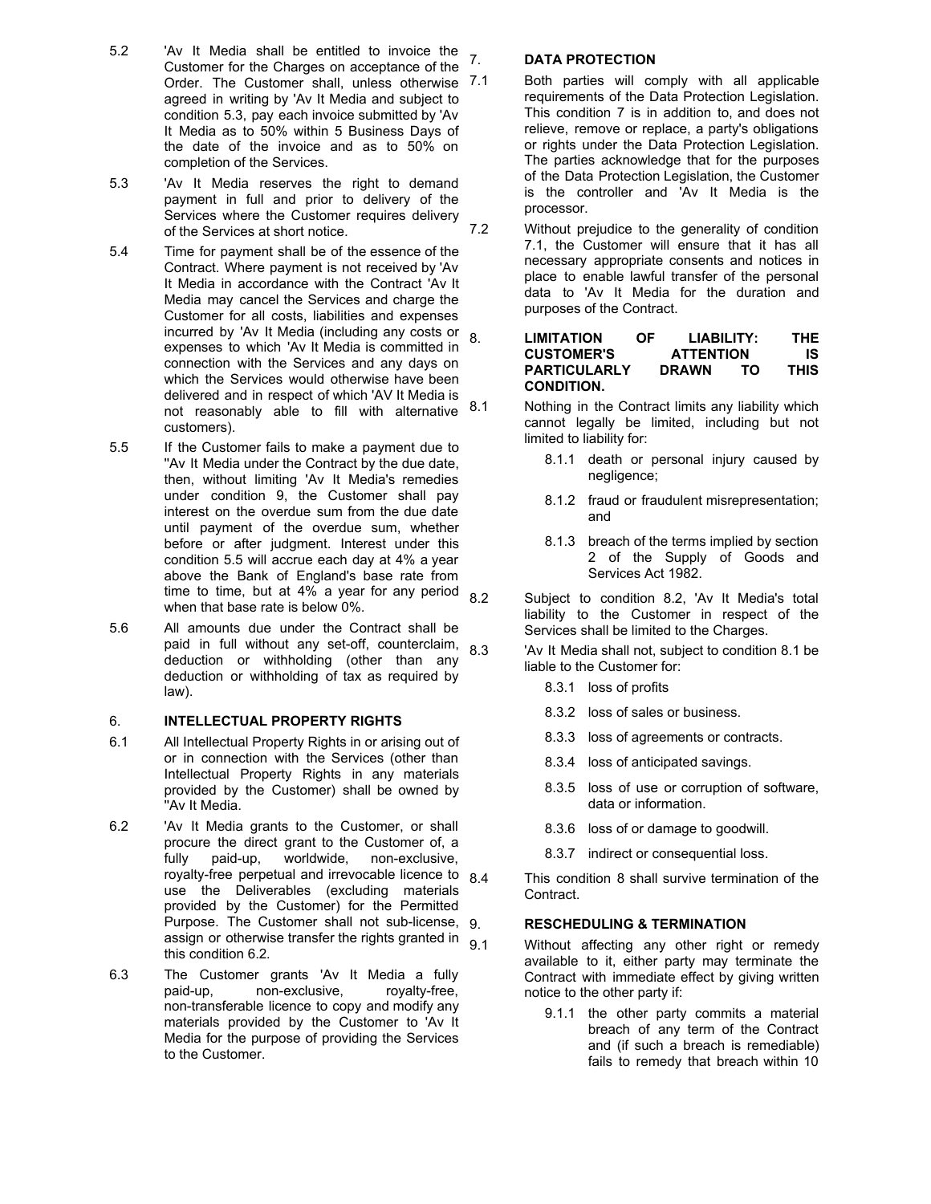5.2 'Av It Media shall be entitled to invoice the Customer for the Charges on acceptance of the Order. The Customer shall, unless otherwise agreed in writing by 'Av It Media and subject to condition 5.3, pay each invoice submitted by 'Av It Media as to 50% within 5 Business Days of the date of the invoice and as to 50% on completion of the Services.

5.3 'Av It Media reserves the right to demand payment in full and prior to delivery of the Services where the Customer requires delivery of the Services at short notice.

5.4 Time for payment shall be of the essence of the Contract. Where payment is not received by 'Av It Media in accordance with the Contract 'Av It Media may cancel the Services and charge the Customer for all costs, liabilities and expenses incurred by 'Av It Media (including any costs or expenses to which 'Av It Media is committed in connection with the Services and any days on which the Services would otherwise have been delivered and in respect of which 'AV It Media is not reasonably able to fill with alternative customers).

5.5 If the Customer fails to make a payment due to ''Av It Media under the Contract by the due date, then, without limiting 'Av It Media's remedies under condition 9, the Customer shall pay interest on the overdue sum from the due date until payment of the overdue sum, whether before or after judgment. Interest under this condition 5.5 will accrue each day at 4% a year above the Bank of England's base rate from time to time, but at 4% a year for any period when that base rate is below 0%.

5.6 All amounts due under the Contract shall be paid in full without any set-off, counterclaim, deduction or withholding (other than any deduction or withholding of tax as required by law).

## 6. INTELLECTUAL PROPERTY RIGHTS

6.1 All Intellectual Property Rights in or arising out of or in connection with the Services (other than Intellectual Property Rights in any materials provided by the Customer) shall be owned by ''Av It Media.

6.2 'Av It Media grants to the Customer, or shall procure the direct grant to the Customer of, a fully paid-up, worldwide, non-exclusive, royalty-free perpetual and irrevocable licence to use the Deliverables (excluding materials provided by the Customer) for the Permitted Purpose. The Customer shall not sub-license, assign or otherwise transfer the rights granted in this condition 6.2.

6.3 The Customer grants 'Av It Media a fully paid-up, non-exclusive, royalty-free, non-transferable licence to copy and modify any materials provided by the Customer to 'Av It Media for the purpose of providing the Services to the Customer.

## 7. DATA PROTECTION

7.1 Both parties will comply with all applicable requirements of the Data Protection Legislation. This condition 7 is in addition to, and does not relieve, remove or replace, a party's obligations or rights under the Data Protection Legislation. The parties acknowledge that for the purposes of the Data Protection Legislation, the Customer is the controller and 'Av It Media is the processor.

7.2 Without prejudice to the generality of condition 7.1, the Customer will ensure that it has all necessary appropriate consents and notices in place to enable lawful transfer of the personal data to 'Av It Media for the duration and purposes of the Contract.

## 8. LIMITATION OF LIABILITY: THE CUSTOMER'S ATTENTION IS PARTICULARLY DRAWN TO THIS CONDITION.

8.1 Nothing in the Contract limits any liability which cannot legally be limited, including but not limited to liability for:

- 8.1.1 death or personal injury caused by negligence;
- 8.1.2 fraud or fraudulent misrepresentation; and
- 8.1.3 breach of the terms implied by section 2 of the Supply of Goods and Services Act 1982.

8.2 Subject to condition 8.2, 'Av It Media's total liability to the Customer in respect of the Services shall be limited to the Charges.

8.3 'Av It Media shall not, subject to condition 8.1 be liable to the Customer for:

- 8.3.1 loss of profits
- 8.3.2 loss of sales or business.
- 8.3.3 loss of agreements or contracts.
- 8.3.4 loss of anticipated savings.
- 8.3.5 loss of use or corruption of software, data or information.
- 8.3.6 loss of or damage to goodwill.
- 8.3.7 indirect or consequential loss.

8.4 This condition 8 shall survive termination of the Contract.

## 9. RESCHEDULING & TERMINATION

9.1 Without affecting any other right or remedy available to it, either party may terminate the Contract with immediate effect by giving written notice to the other party if:

- 9.1.1 the other party commits a material breach of any term of the Contract and (if such a breach is remediable) fails to remedy that breach within 10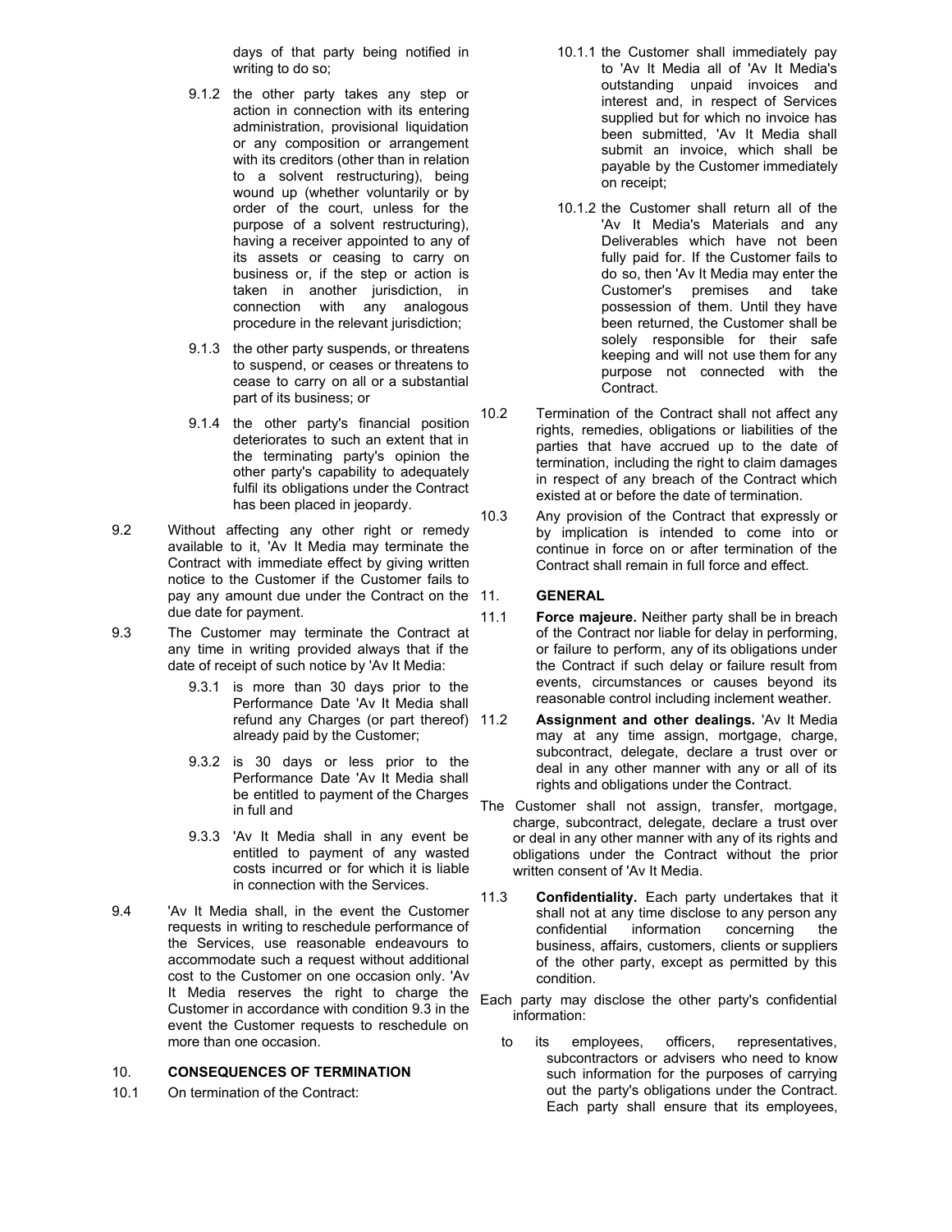days of that party being notified in writing to do so;

9.1.2 the other party takes any step or action in connection with its entering administration, provisional liquidation or any composition or arrangement with its creditors (other than in relation to a solvent restructuring), being wound up (whether voluntarily or by order of the court, unless for the purpose of a solvent restructuring), having a receiver appointed to any of its assets or ceasing to carry on business or, if the step or action is taken in another jurisdiction, in connection with any analogous procedure in the relevant jurisdiction;

9.1.3 the other party suspends, or threatens to suspend, or ceases or threatens to cease to carry on all or a substantial part of its business; or

9.1.4 the other party's financial position deteriorates to such an extent that in the terminating party's opinion the other party's capability to adequately fulfil its obligations under the Contract has been placed in jeopardy.

9.2 Without affecting any other right or remedy available to it, 'Av It Media may terminate the Contract with immediate effect by giving written notice to the Customer if the Customer fails to pay any amount due under the Contract on the due date for payment.

9.3 The Customer may terminate the Contract at any time in writing provided always that if the date of receipt of such notice by 'Av It Media:

9.3.1 is more than 30 days prior to the Performance Date 'Av It Media shall refund any Charges (or part thereof) already paid by the Customer;

9.3.2 is 30 days or less prior to the Performance Date 'Av It Media shall be entitled to payment of the Charges in full and

9.3.3 'Av It Media shall in any event be entitled to payment of any wasted costs incurred or for which it is liable in connection with the Services.

9.4 'Av It Media shall, in the event the Customer requests in writing to reschedule performance of the Services, use reasonable endeavours to accommodate such a request without additional cost to the Customer on one occasion only. 'Av It Media reserves the right to charge the Customer in accordance with condition 9.3 in the event the Customer requests to reschedule on more than one occasion.

## 10. CONSEQUENCES OF TERMINATION

10.1 On termination of the Contract:

10.1.1 the Customer shall immediately pay to 'Av It Media all of 'Av It Media's outstanding unpaid invoices and interest and, in respect of Services supplied but for which no invoice has been submitted, 'Av It Media shall submit an invoice, which shall be payable by the Customer immediately on receipt;

10.1.2 the Customer shall return all of the 'Av It Media's Materials and any Deliverables which have not been fully paid for. If the Customer fails to do so, then 'Av It Media may enter the Customer's premises and take possession of them. Until they have been returned, the Customer shall be solely responsible for their safe keeping and will not use them for any purpose not connected with the Contract.

10.2 Termination of the Contract shall not affect any rights, remedies, obligations or liabilities of the parties that have accrued up to the date of termination, including the right to claim damages in respect of any breach of the Contract which existed at or before the date of termination.

10.3 Any provision of the Contract that expressly or by implication is intended to come into or continue in force on or after termination of the Contract shall remain in full force and effect.

## 11. GENERAL

11.1 **Force majeure.** Neither party shall be in breach of the Contract nor liable for delay in performing, or failure to perform, any of its obligations under the Contract if such delay or failure result from events, circumstances or causes beyond its reasonable control including inclement weather.

11.2 **Assignment and other dealings.** 'Av It Media may at any time assign, mortgage, charge, subcontract, delegate, declare a trust over or deal in any other manner with any or all of its rights and obligations under the Contract.

The Customer shall not assign, transfer, mortgage, charge, subcontract, delegate, declare a trust over or deal in any other manner with any of its rights and obligations under the Contract without the prior written consent of 'Av It Media.

11.3 **Confidentiality.** Each party undertakes that it shall not at any time disclose to any person any confidential information concerning the business, affairs, customers, clients or suppliers of the other party, except as permitted by this condition.

Each party may disclose the other party's confidential information:

to its employees, officers, representatives, subcontractors or advisers who need to know such information for the purposes of carrying out the party's obligations under the Contract. Each party shall ensure that its employees,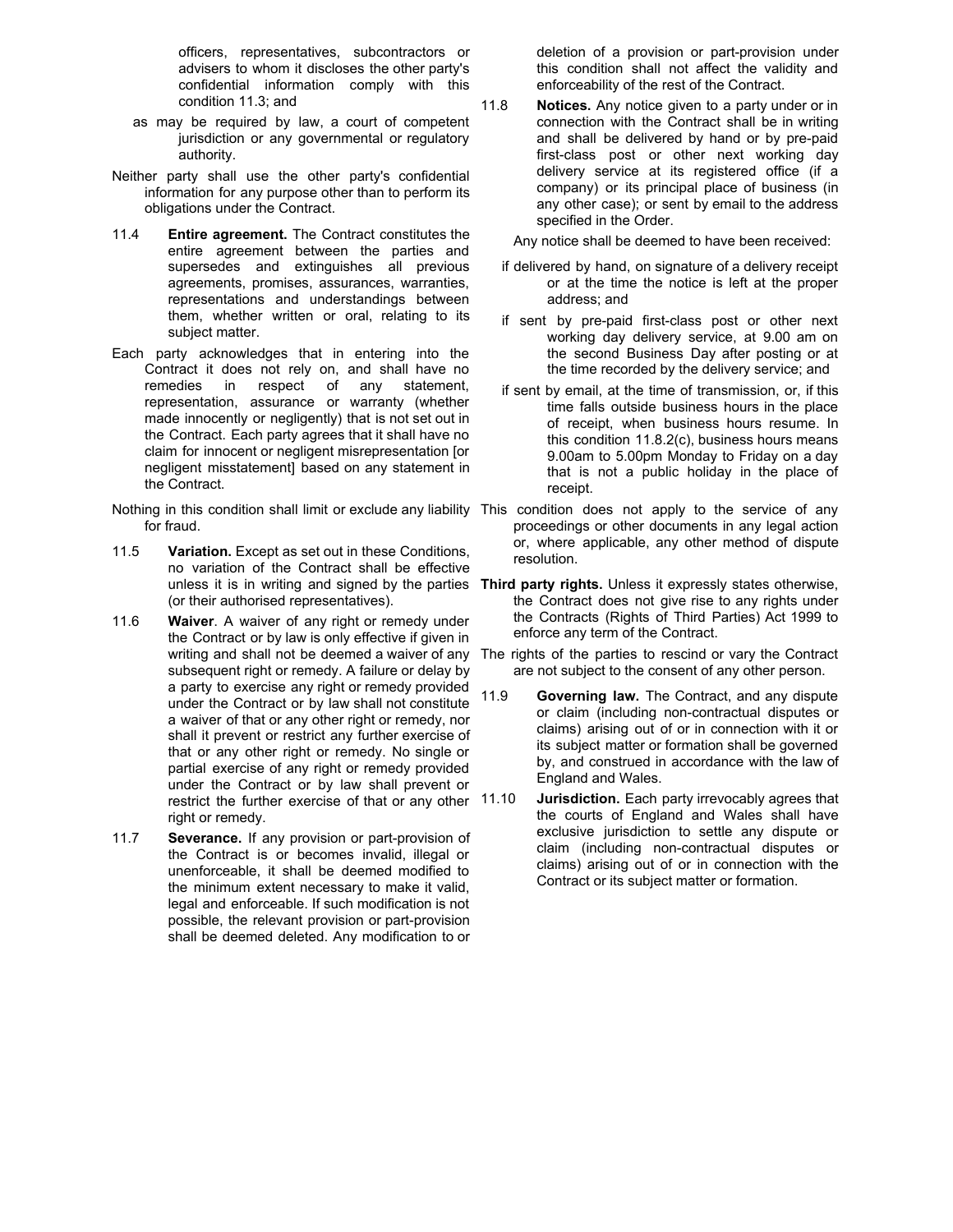officers, representatives, subcontractors or advisers to whom it discloses the other party's confidential information comply with this condition 11.3; and

as may be required by law, a court of competent jurisdiction or any governmental or regulatory authority.

Neither party shall use the other party's confidential information for any purpose other than to perform its obligations under the Contract.

11.4 **Entire agreement.** The Contract constitutes the entire agreement between the parties and supersedes and extinguishes all previous agreements, promises, assurances, warranties, representations and understandings between them, whether written or oral, relating to its subject matter.

Each party acknowledges that in entering into the Contract it does not rely on, and shall have no remedies in respect of any statement, representation, assurance or warranty (whether made innocently or negligently) that is not set out in the Contract. Each party agrees that it shall have no claim for innocent or negligent misrepresentation [or negligent misstatement] based on any statement in the Contract.

Nothing in this condition shall limit or exclude any liability for fraud.

11.5 **Variation.** Except as set out in these Conditions, no variation of the Contract shall be effective unless it is in writing and signed by the parties (or their authorised representatives).

11.6 **Waiver**. A waiver of any right or remedy under the Contract or by law is only effective if given in writing and shall not be deemed a waiver of any subsequent right or remedy. A failure or delay by a party to exercise any right or remedy provided under the Contract or by law shall not constitute a waiver of that or any other right or remedy, nor shall it prevent or restrict any further exercise of that or any other right or remedy. No single or partial exercise of any right or remedy provided under the Contract or by law shall prevent or restrict the further exercise of that or any other right or remedy.

11.7 **Severance.** If any provision or part-provision of the Contract is or becomes invalid, illegal or unenforceable, it shall be deemed modified to the minimum extent necessary to make it valid, legal and enforceable. If such modification is not possible, the relevant provision or part-provision shall be deemed deleted. Any modification to or deletion of a provision or part-provision under this condition shall not affect the validity and enforceability of the rest of the Contract.

11.8 **Notices.** Any notice given to a party under or in connection with the Contract shall be in writing and shall be delivered by hand or by pre-paid first-class post or other next working day delivery service at its registered office (if a company) or its principal place of business (in any other case); or sent by email to the address specified in the Order.

Any notice shall be deemed to have been received:

if delivered by hand, on signature of a delivery receipt or at the time the notice is left at the proper address; and

if sent by pre-paid first-class post or other next working day delivery service, at 9.00 am on the second Business Day after posting or at the time recorded by the delivery service; and

if sent by email, at the time of transmission, or, if this time falls outside business hours in the place of receipt, when business hours resume. In this condition 11.8.2(c), business hours means 9.00am to 5.00pm Monday to Friday on a day that is not a public holiday in the place of receipt.

This condition does not apply to the service of any proceedings or other documents in any legal action or, where applicable, any other method of dispute resolution.

**Third party rights.** Unless it expressly states otherwise, the Contract does not give rise to any rights under the Contracts (Rights of Third Parties) Act 1999 to enforce any term of the Contract.

The rights of the parties to rescind or vary the Contract are not subject to the consent of any other person.

11.9 **Governing law.** The Contract, and any dispute or claim (including non-contractual disputes or claims) arising out of or in connection with it or its subject matter or formation shall be governed by, and construed in accordance with the law of England and Wales.

11.10 **Jurisdiction.** Each party irrevocably agrees that the courts of England and Wales shall have exclusive jurisdiction to settle any dispute or claim (including non-contractual disputes or claims) arising out of or in connection with the Contract or its subject matter or formation.